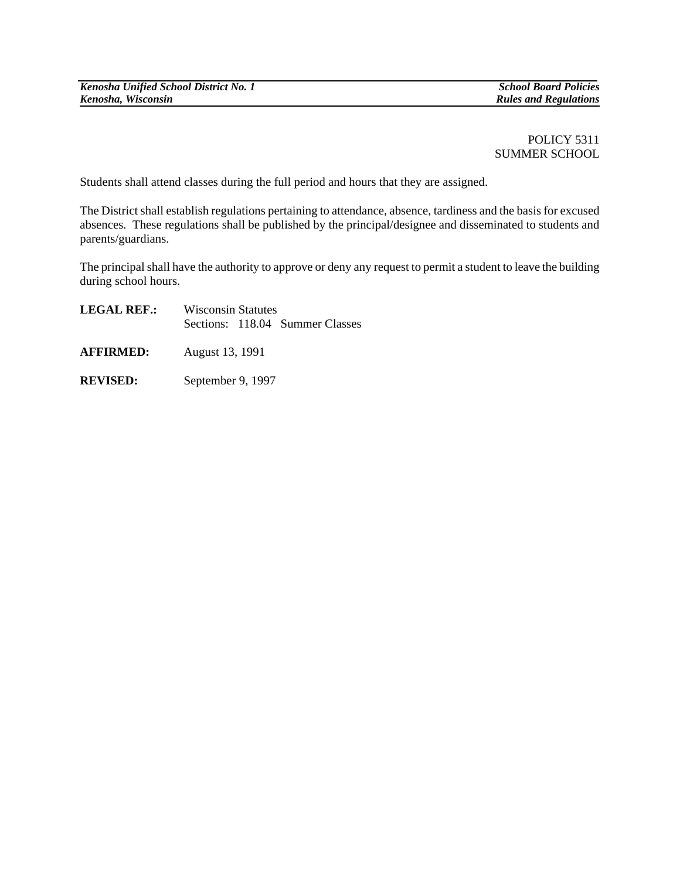POLICY 5311
SUMMER SCHOOL

Students shall attend classes during the full period and hours that they are assigned.

The District shall establish regulations pertaining to attendance, absence, tardiness and the basis for excused absences. These regulations shall be published by the principal/designee and disseminated to students and parents/guardians.

The principal shall have the authority to approve or deny any request to permit a student to leave the building during school hours.

**LEGAL REF.:** Wisconsin Statutes
Sections: 118.04 Summer Classes

**AFFIRMED:** August 13, 1991

**REVISED:** September 9, 1997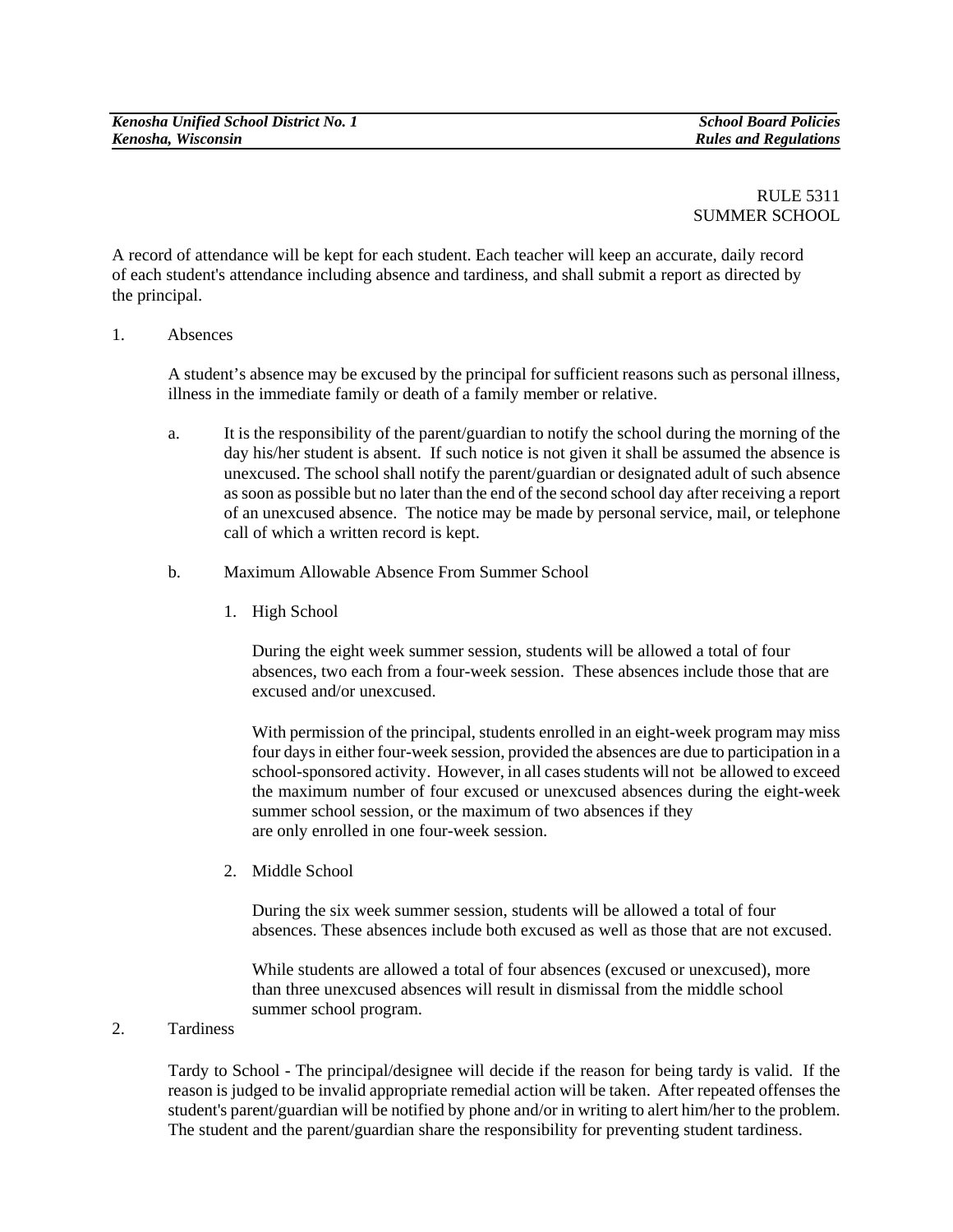RULE 5311
SUMMER SCHOOL

A record of attendance will be kept for each student. Each teacher will keep an accurate, daily record of each student's attendance including absence and tardiness, and shall submit a report as directed by the principal.

1. Absences

   A student's absence may be excused by the principal for sufficient reasons such as personal illness, illness in the immediate family or death of a family member or relative.

   a. It is the responsibility of the parent/guardian to notify the school during the morning of the day his/her student is absent. If such notice is not given it shall be assumed the absence is unexcused. The school shall notify the parent/guardian or designated adult of such absence as soon as possible but no later than the end of the second school day after receiving a report of an unexcused absence. The notice may be made by personal service, mail, or telephone call of which a written record is kept.

   b. Maximum Allowable Absence From Summer School

      1. High School

         During the eight week summer session, students will be allowed a total of four absences, two each from a four-week session. These absences include those that are excused and/or unexcused.

         With permission of the principal, students enrolled in an eight-week program may miss four days in either four-week session, provided the absences are due to participation in a school-sponsored activity. However, in all cases students will not be allowed to exceed the maximum number of four excused or unexcused absences during the eight-week summer school session, or the maximum of two absences if they are only enrolled in one four-week session.

      2. Middle School

         During the six week summer session, students will be allowed a total of four absences. These absences include both excused as well as those that are not excused.

         While students are allowed a total of four absences (excused or unexcused), more than three unexcused absences will result in dismissal from the middle school summer school program.

2. Tardiness

   Tardy to School - The principal/designee will decide if the reason for being tardy is valid. If the reason is judged to be invalid appropriate remedial action will be taken. After repeated offenses the student's parent/guardian will be notified by phone and/or in writing to alert him/her to the problem. The student and the parent/guardian share the responsibility for preventing student tardiness.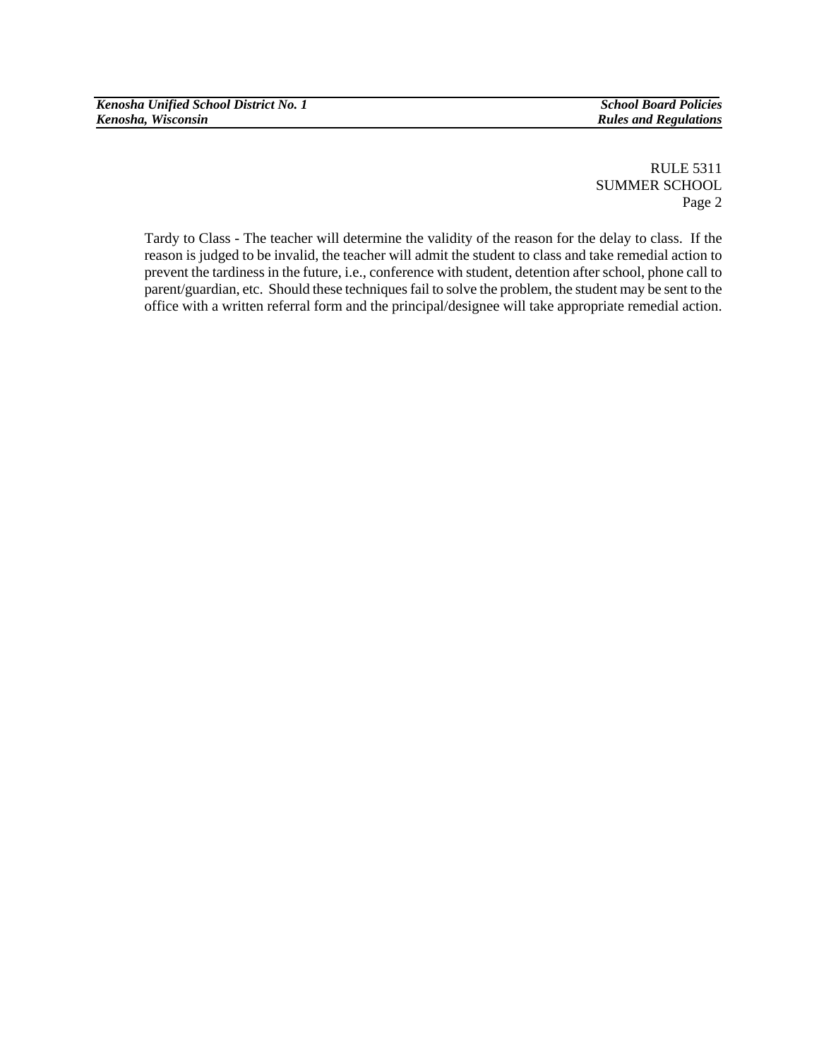Tardy to Class - The teacher will determine the validity of the reason for the delay to class. If the reason is judged to be invalid, the teacher will admit the student to class and take remedial action to prevent the tardiness in the future, i.e., conference with student, detention after school, phone call to parent/guardian, etc. Should these techniques fail to solve the problem, the student may be sent to the office with a written referral form and the principal/designee will take appropriate remedial action.